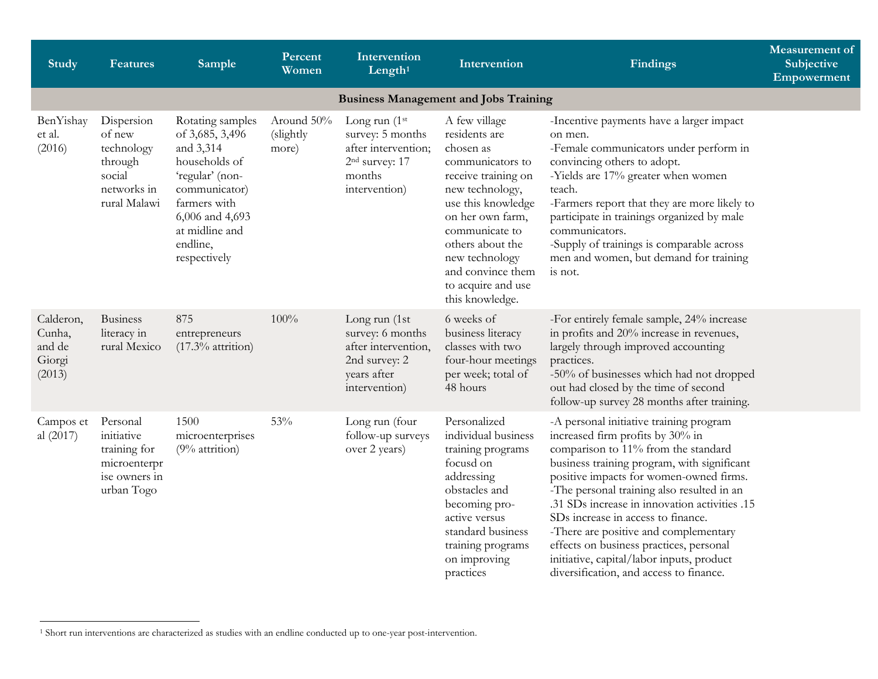| Study | Features | Sample | Percent Women | Intervention Length[1] | Intervention | Findings | Measurement of Subjective Empowerment |
|---|---|---|---|---|---|---|---|
| **Business Management and Jobs Training** | | | | | | | |
| BenYishay et al. (2016) | Dispersion of new technology through social networks in rural Malawi | Rotating samples of 3,685, 3,496 and 3,314 households of 'regular' (non-communicator) farmers with 6,006 and 4,693 at midline and endline, respectively | Around 50% (slightly more) | Long run (1st survey: 5 months after intervention; 2nd survey: 17 months intervention) | A few village residents are chosen as communicators to receive training on new technology, use this knowledge on her own farm, communicate to others about the new technology and convince them to acquire and use this knowledge. | -Incentive payments have a larger impact on men.<br>-Female communicators under perform in convincing others to adopt.<br>-Yields are 17% greater when women teach.<br>-Farmers report that they are more likely to participate in trainings organized by male communicators.<br>-Supply of trainings is comparable across men and women, but demand for training is not. | |
| Calderon, Cunha, and de Giorgi (2013) | Business literacy in rural Mexico | 875 entrepreneurs (17.3% attrition) | 100% | Long run (1st survey: 6 months after intervention, 2nd survey: 2 years after intervention) | 6 weeks of business literacy classes with two four-hour meetings per week; total of 48 hours | -For entirely female sample, 24% increase in profits and 20% increase in revenues, largely through improved accounting practices.<br>-50% of businesses which had not dropped out had closed by the time of second follow-up survey 28 months after training. | |
| Campos et al (2017) | Personal initiative training for microenterprise owners in urban Togo | 1500 microenterprises (9% attrition) | 53% | Long run (four follow-up surveys over 2 years) | Personalized individual business training programs focusd on addressing obstacles and becoming pro-active versus standard business training programs on improving practices | -A personal initiative training program increased firm profits by 30% in comparison to 11% from the standard business training program, with significant positive impacts for women-owned firms.<br>-The personal training also resulted in an .31 SDs increase in innovation activities .15 SDs increase in access to finance.<br>-There are positive and complementary effects on business practices, personal initiative, capital/labor inputs, product diversification, and access to finance. | |

[1] Short run interventions are characterized as studies with an endline conducted up to one-year post-intervention.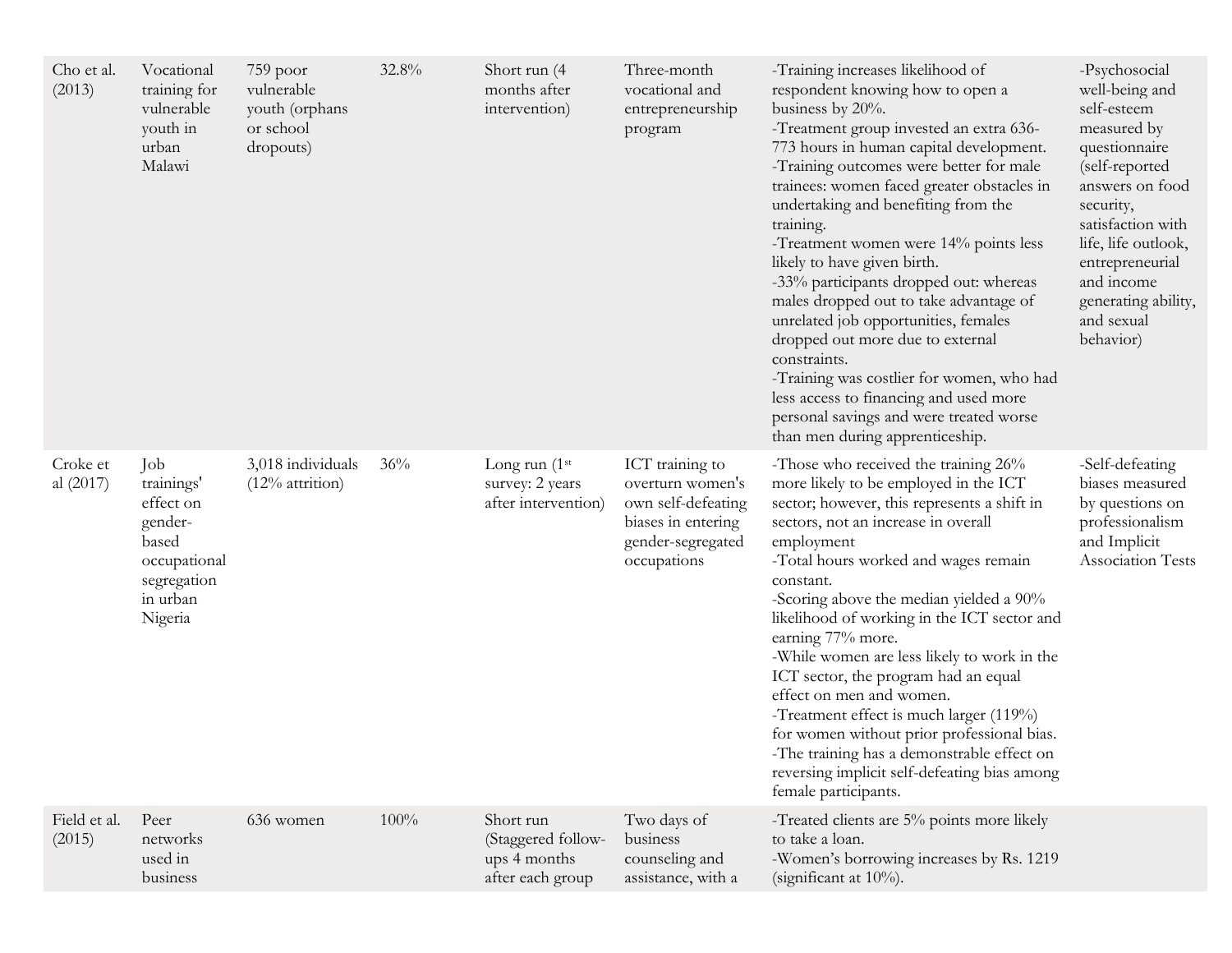| | | | | | | | |
|---|---|---|---|---|---|---|---|
| Cho et al. (2013) | Vocational training for vulnerable youth in urban Malawi | 759 poor vulnerable youth (orphans or school dropouts) | 32.8% | Short run (4 months after intervention) | Three-month vocational and entrepreneurship program | -Training increases likelihood of respondent knowing how to open a business by 20%.<br>-Treatment group invested an extra 636-773 hours in human capital development.<br>-Training outcomes were better for male trainees: women faced greater obstacles in undertaking and benefiting from the training.<br>-Treatment women were 14% points less likely to have given birth.<br>-33% participants dropped out: whereas males dropped out to take advantage of unrelated job opportunities, females dropped out more due to external constraints.<br>-Training was costlier for women, who had less access to financing and used more personal savings and were treated worse than men during apprenticeship. | -Psychosocial well-being and self-esteem measured by questionnaire (self-reported answers on food security, satisfaction with life, life outlook, entrepreneurial and income generating ability, and sexual behavior) |
| Croke et al (2017) | Job trainings' effect on gender-based occupational segregation in urban Nigeria | 3,018 individuals (12% attrition) | 36% | Long run (1st survey: 2 years after intervention) | ICT training to overturn women's own self-defeating biases in entering gender-segregated occupations | -Those who received the training 26% more likely to be employed in the ICT sector; however, this represents a shift in sectors, not an increase in overall employment<br>-Total hours worked and wages remain constant.<br>-Scoring above the median yielded a 90% likelihood of working in the ICT sector and earning 77% more.<br>-While women are less likely to work in the ICT sector, the program had an equal effect on men and women.<br>-Treatment effect is much larger (119%) for women without prior professional bias.<br>-The training has a demonstrable effect on reversing implicit self-defeating bias among female participants. | -Self-defeating biases measured by questions on professionalism and Implicit Association Tests |
| Field et al. (2015) | Peer networks used in business | 636 women | 100% | Short run (Staggered follow-ups 4 months after each group | Two days of business counseling and assistance, with a | -Treated clients are 5% points more likely to take a loan.<br>-Women's borrowing increases by Rs. 1219 (significant at 10%). | |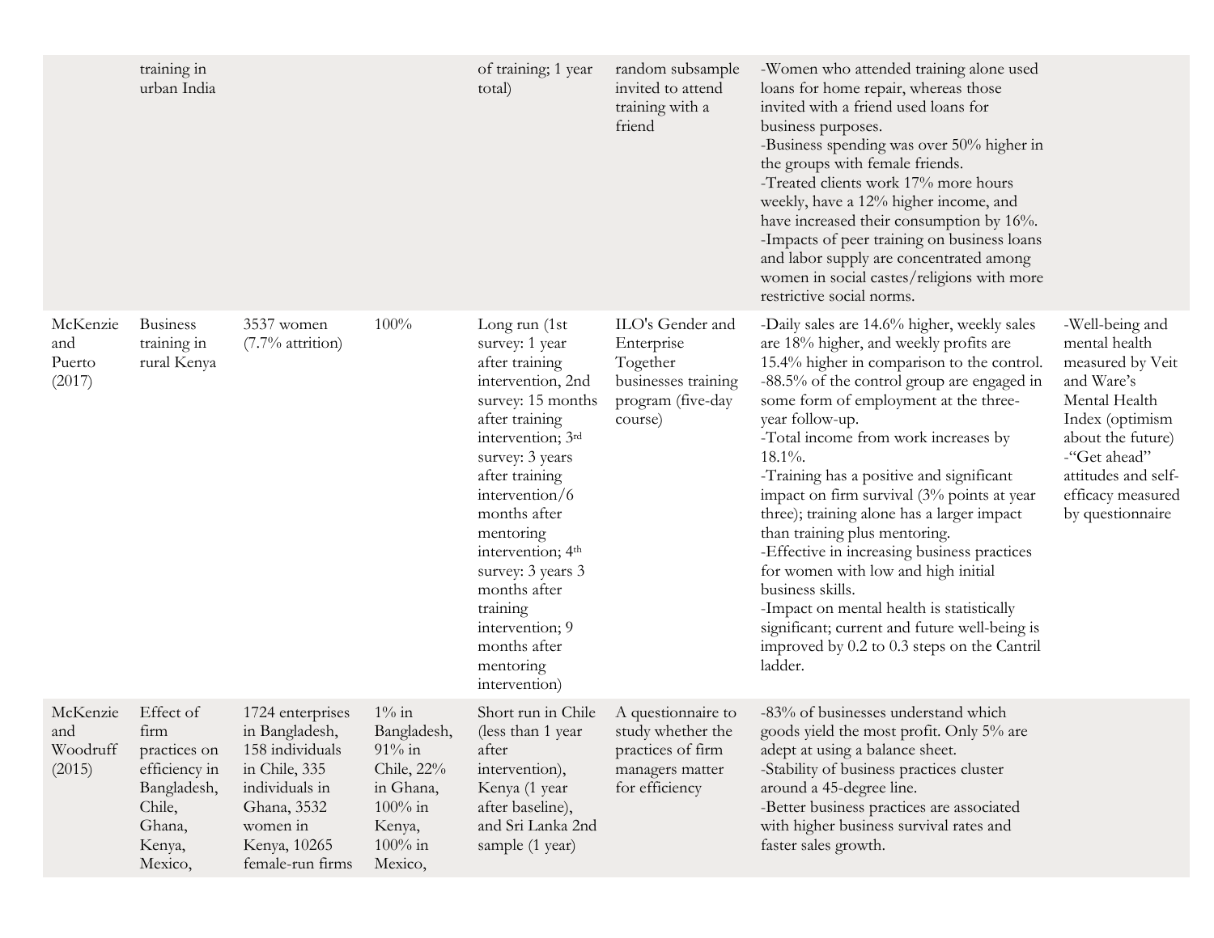|  |  |  |  |  |  |  |  |
|---|---|---|---|---|---|---|---|
|  | training in urban India |  |  | of training; 1 year total) | random subsample invited to attend training with a friend | -Women who attended training alone used loans for home repair, whereas those invited with a friend used loans for business purposes.<br>-Business spending was over 50% higher in the groups with female friends.<br>-Treated clients work 17% more hours weekly, have a 12% higher income, and have increased their consumption by 16%.<br>-Impacts of peer training on business loans and labor supply are concentrated among women in social castes/religions with more restrictive social norms. |  |
| McKenzie and Puerto (2017) | Business training in rural Kenya | 3537 women (7.7% attrition) | 100% | Long run (1st survey: 1 year after training intervention, 2nd survey: 15 months after training intervention; 3rd survey: 3 years after training intervention/6 months after mentoring intervention; 4th survey: 3 years 3 months after training intervention; 9 months after mentoring intervention) | ILO's Gender and Enterprise Together businesses training program (five-day course) | -Daily sales are 14.6% higher, weekly sales are 18% higher, and weekly profits are 15.4% higher in comparison to the control.<br>-88.5% of the control group are engaged in some form of employment at the three-year follow-up.<br>-Total income from work increases by 18.1%.<br>-Training has a positive and significant impact on firm survival (3% points at year three); training alone has a larger impact than training plus mentoring.<br>-Effective in increasing business practices for women with low and high initial business skills.<br>-Impact on mental health is statistically significant; current and future well-being is improved by 0.2 to 0.3 steps on the Cantril ladder. | -Well-being and mental health measured by Veit and Ware's Mental Health Index (optimism about the future)<br>-"Get ahead" attitudes and self-efficacy measured by questionnaire |
| McKenzie and Woodruff (2015) | Effect of firm practices on efficiency in Bangladesh, Chile, Ghana, Kenya, Mexico, | 1724 enterprises in Bangladesh, 158 individuals in Chile, 335 individuals in Ghana, 3532 women in Kenya, 10265 female-run firms | 1% in Bangladesh, 91% in Chile, 22% in Ghana, 100% in Kenya, 100% in Mexico, | Short run in Chile (less than 1 year after intervention), Kenya (1 year after baseline), and Sri Lanka 2nd sample (1 year) | A questionnaire to study whether the practices of firm managers matter for efficiency | -83% of businesses understand which goods yield the most profit. Only 5% are adept at using a balance sheet.<br>-Stability of business practices cluster around a 45-degree line.<br>-Better business practices are associated with higher business survival rates and faster sales growth. |  |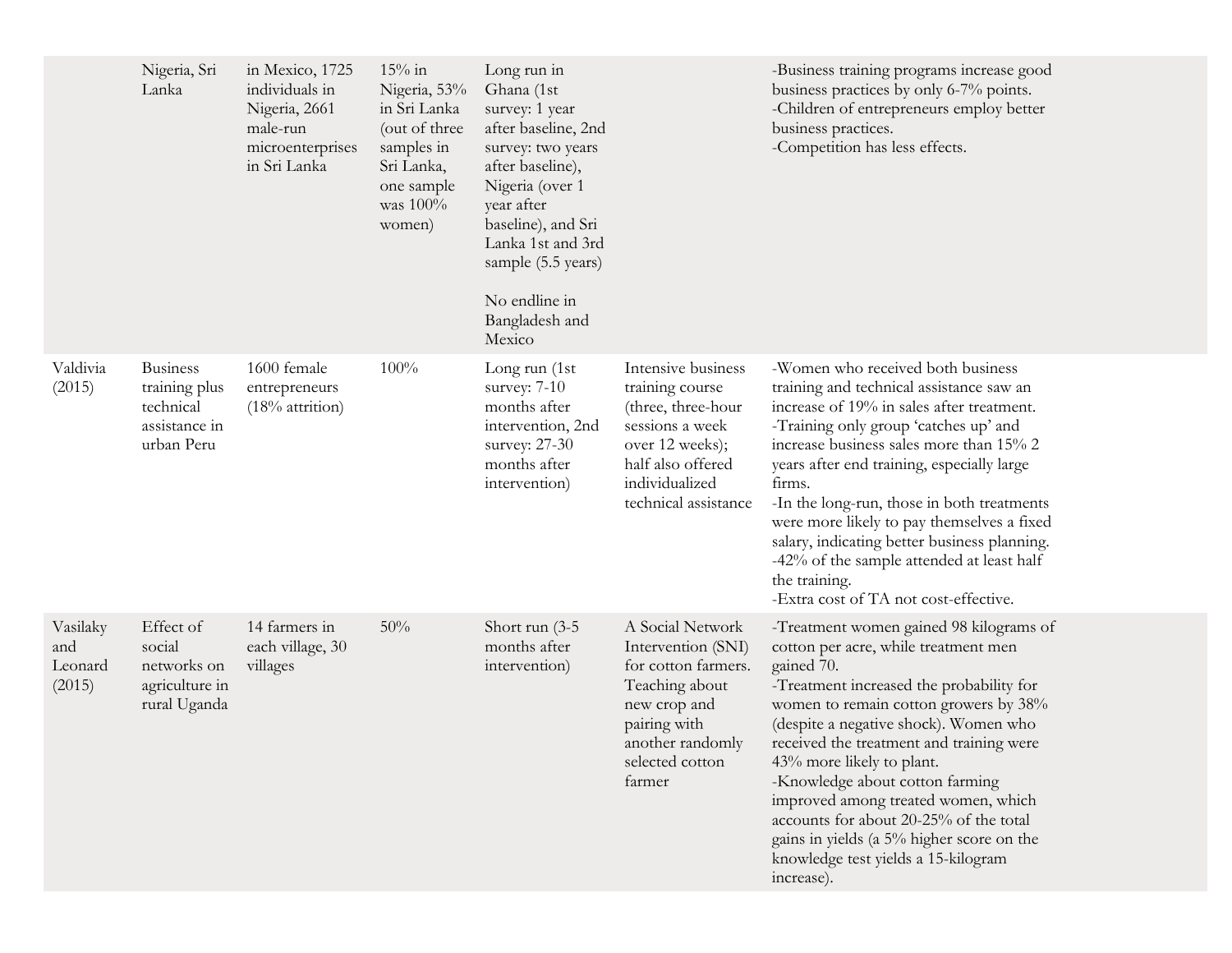| | | | | | | |
|---|---|---|---|---|---|---|
| | Nigeria, Sri Lanka | in Mexico, 1725 individuals in Nigeria, 2661 male-run microenterprises in Sri Lanka | 15% in Nigeria, 53% in Sri Lanka (out of three samples in Sri Lanka, one sample was 100% women) | Long run in Ghana (1st survey: 1 year after baseline, 2nd survey: two years after baseline), Nigeria (over 1 year after baseline), and Sri Lanka 1st and 3rd sample (5.5 years)<br><br>No endline in Bangladesh and Mexico | | -Business training programs increase good business practices by only 6-7% points.<br>-Children of entrepreneurs employ better business practices.<br>-Competition has less effects. |
| Valdivia (2015) | Business training plus technical assistance in urban Peru | 1600 female entrepreneurs (18% attrition) | 100% | Long run (1st survey: 7-10 months after intervention, 2nd survey: 27-30 months after intervention) | Intensive business training course (three, three-hour sessions a week over 12 weeks); half also offered individualized technical assistance | -Women who received both business training and technical assistance saw an increase of 19% in sales after treatment.<br>-Training only group 'catches up' and increase business sales more than 15% 2 years after end training, especially large firms.<br>-In the long-run, those in both treatments were more likely to pay themselves a fixed salary, indicating better business planning.<br>-42% of the sample attended at least half the training.<br>-Extra cost of TA not cost-effective. |
| Vasilaky and Leonard (2015) | Effect of social networks on agriculture in rural Uganda | 14 farmers in each village, 30 villages | 50% | Short run (3-5 months after intervention) | A Social Network Intervention (SNI) for cotton farmers. Teaching about new crop and pairing with another randomly selected cotton farmer | -Treatment women gained 98 kilograms of cotton per acre, while treatment men gained 70.<br>-Treatment increased the probability for women to remain cotton growers by 38% (despite a negative shock). Women who received the treatment and training were 43% more likely to plant.<br>-Knowledge about cotton farming improved among treated women, which accounts for about 20-25% of the total gains in yields (a 5% higher score on the knowledge test yields a 15-kilogram increase). |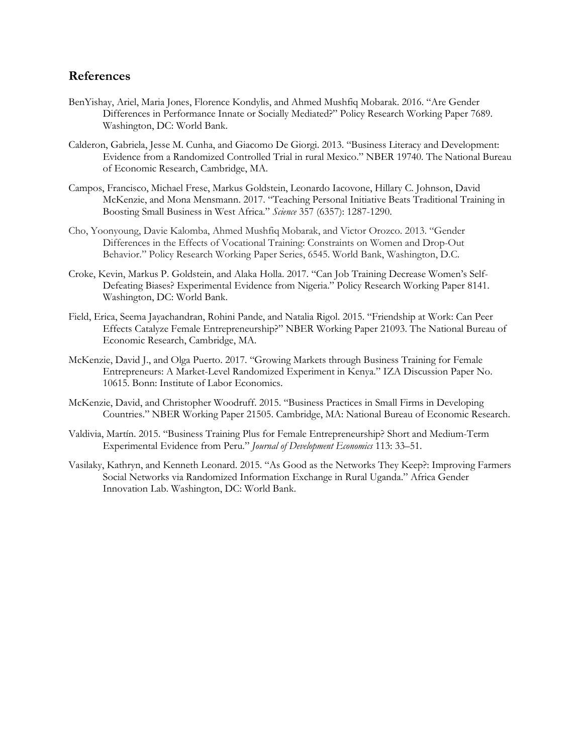## References

BenYishay, Ariel, Maria Jones, Florence Kondylis, and Ahmed Mushfiq Mobarak. 2016. "Are Gender Differences in Performance Innate or Socially Mediated?" Policy Research Working Paper 7689. Washington, DC: World Bank.

Calderon, Gabriela, Jesse M. Cunha, and Giacomo De Giorgi. 2013. "Business Literacy and Development: Evidence from a Randomized Controlled Trial in rural Mexico." NBER 19740. The National Bureau of Economic Research, Cambridge, MA.

Campos, Francisco, Michael Frese, Markus Goldstein, Leonardo Iacovone, Hillary C. Johnson, David McKenzie, and Mona Mensmann. 2017. "Teaching Personal Initiative Beats Traditional Training in Boosting Small Business in West Africa." *Science* 357 (6357): 1287-1290.

Cho, Yoonyoung, Davie Kalomba, Ahmed Mushfiq Mobarak, and Victor Orozco. 2013. "Gender Differences in the Effects of Vocational Training: Constraints on Women and Drop-Out Behavior." Policy Research Working Paper Series, 6545. World Bank, Washington, D.C.

Croke, Kevin, Markus P. Goldstein, and Alaka Holla. 2017. "Can Job Training Decrease Women's Self-Defeating Biases? Experimental Evidence from Nigeria." Policy Research Working Paper 8141. Washington, DC: World Bank.

Field, Erica, Seema Jayachandran, Rohini Pande, and Natalia Rigol. 2015. "Friendship at Work: Can Peer Effects Catalyze Female Entrepreneurship?" NBER Working Paper 21093. The National Bureau of Economic Research, Cambridge, MA.

McKenzie, David J., and Olga Puerto. 2017. "Growing Markets through Business Training for Female Entrepreneurs: A Market-Level Randomized Experiment in Kenya." IZA Discussion Paper No. 10615. Bonn: Institute of Labor Economics.

McKenzie, David, and Christopher Woodruff. 2015. "Business Practices in Small Firms in Developing Countries." NBER Working Paper 21505. Cambridge, MA: National Bureau of Economic Research.

Valdivia, Martín. 2015. "Business Training Plus for Female Entrepreneurship? Short and Medium-Term Experimental Evidence from Peru." *Journal of Development Economics* 113: 33–51.

Vasilaky, Kathryn, and Kenneth Leonard. 2015. "As Good as the Networks They Keep?: Improving Farmers Social Networks via Randomized Information Exchange in Rural Uganda." Africa Gender Innovation Lab. Washington, DC: World Bank.